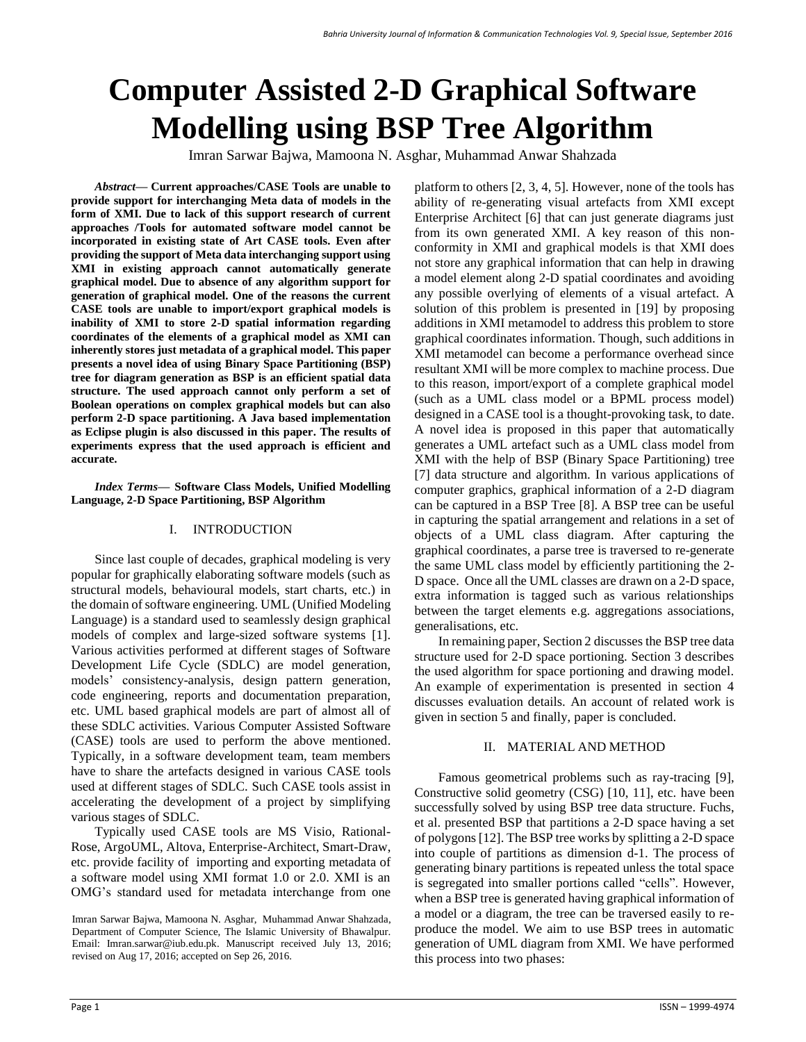# Computer Assisted 2-D Graphical Software Modelling using BSP Tree Algorithm

Imran Sarwar Bajwa, Mamoona N. Asghar, Muhammad Anwar Shahzada

***Abstract*— Current approaches/CASE Tools are unable to provide support for interchanging Meta data of models in the form of XMI. Due to lack of this support research of current approaches /Tools for automated software model cannot be incorporated in existing state of Art CASE tools. Even after providing the support of Meta data interchanging support using XMI in existing approach cannot automatically generate graphical model. Due to absence of any algorithm support for generation of graphical model. One of the reasons the current CASE tools are unable to import/export graphical models is inability of XMI to store 2-D spatial information regarding coordinates of the elements of a graphical model as XMI can inherently stores just metadata of a graphical model. This paper presents a novel idea of using Binary Space Partitioning (BSP) tree for diagram generation as BSP is an efficient spatial data structure. The used approach cannot only perform a set of Boolean operations on complex graphical models but can also perform 2-D space partitioning. A Java based implementation as Eclipse plugin is also discussed in this paper. The results of experiments express that the used approach is efficient and accurate.**

***Index Terms*— Software Class Models, Unified Modelling Language, 2-D Space Partitioning, BSP Algorithm**

## I. INTRODUCTION

Since last couple of decades, graphical modeling is very popular for graphically elaborating software models (such as structural models, behavioural models, start charts, etc.) in the domain of software engineering. UML (Unified Modeling Language) is a standard used to seamlessly design graphical models of complex and large-sized software systems [1]. Various activities performed at different stages of Software Development Life Cycle (SDLC) are model generation, models' consistency-analysis, design pattern generation, code engineering, reports and documentation preparation, etc. UML based graphical models are part of almost all of these SDLC activities. Various Computer Assisted Software (CASE) tools are used to perform the above mentioned. Typically, in a software development team, team members have to share the artefacts designed in various CASE tools used at different stages of SDLC. Such CASE tools assist in accelerating the development of a project by simplifying various stages of SDLC.

Typically used CASE tools are MS Visio, Rational-Rose, ArgoUML, Altova, Enterprise-Architect, Smart-Draw, etc. provide facility of importing and exporting metadata of a software model using XMI format 1.0 or 2.0. XMI is an OMG's standard used for metadata interchange from one platform to others [2, 3, 4, 5]. However, none of the tools has ability of re-generating visual artefacts from XMI except Enterprise Architect [6] that can just generate diagrams just from its own generated XMI. A key reason of this non-conformity in XMI and graphical models is that XMI does not store any graphical information that can help in drawing a model element along 2-D spatial coordinates and avoiding any possible overlying of elements of a visual artefact. A solution of this problem is presented in [19] by proposing additions in XMI metamodel to address this problem to store graphical coordinates information. Though, such additions in XMI metamodel can become a performance overhead since resultant XMI will be more complex to machine process. Due to this reason, import/export of a complete graphical model (such as a UML class model or a BPML process model) designed in a CASE tool is a thought-provoking task, to date. A novel idea is proposed in this paper that automatically generates a UML artefact such as a UML class model from XMI with the help of BSP (Binary Space Partitioning) tree [7] data structure and algorithm. In various applications of computer graphics, graphical information of a 2-D diagram can be captured in a BSP Tree [8]. A BSP tree can be useful in capturing the spatial arrangement and relations in a set of objects of a UML class diagram. After capturing the graphical coordinates, a parse tree is traversed to re-generate the same UML class model by efficiently partitioning the 2-D space. Once all the UML classes are drawn on a 2-D space, extra information is tagged such as various relationships between the target elements e.g. aggregations associations, generalisations, etc.

In remaining paper, Section 2 discusses the BSP tree data structure used for 2-D space portioning. Section 3 describes the used algorithm for space portioning and drawing model. An example of experimentation is presented in section 4 discusses evaluation details. An account of related work is given in section 5 and finally, paper is concluded.

## II. MATERIAL AND METHOD

Famous geometrical problems such as ray-tracing [9], Constructive solid geometry (CSG) [10, 11], etc. have been successfully solved by using BSP tree data structure. Fuchs, et al. presented BSP that partitions a 2-D space having a set of polygons [12]. The BSP tree works by splitting a 2-D space into couple of partitions as dimension d-1. The process of generating binary partitions is repeated unless the total space is segregated into smaller portions called "cells". However, when a BSP tree is generated having graphical information of a model or a diagram, the tree can be traversed easily to re-produce the model. We aim to use BSP trees in automatic generation of UML diagram from XMI. We have performed this process into two phases:

Imran Sarwar Bajwa, Mamoona N. Asghar, Muhammad Anwar Shahzada, Department of Computer Science, The Islamic University of Bhawalpur. Email: Imran.sarwar@iub.edu.pk. Manuscript received July 13, 2016; revised on Aug 17, 2016; accepted on Sep 26, 2016.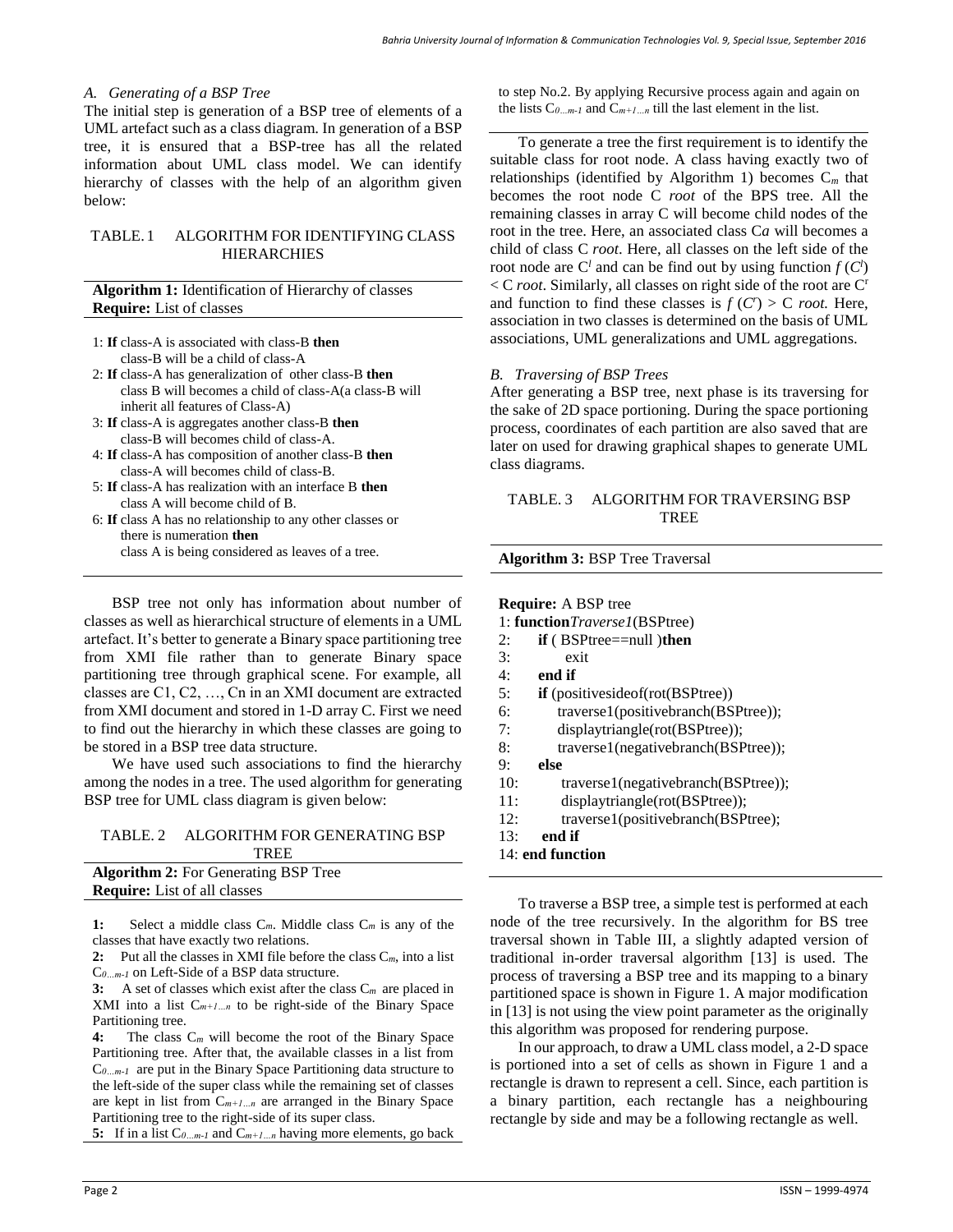### A. Generating of a BSP Tree

The initial step is generation of a BSP tree of elements of a UML artefact such as a class diagram. In generation of a BSP tree, it is ensured that a BSP-tree has all the related information about UML class model. We can identify hierarchy of classes with the help of an algorithm given below:

TABLE. 1 ALGORITHM FOR IDENTIFYING CLASS HIERARCHIES

**Algorithm 1:** Identification of Hierarchy of classes
**Require:** List of classes

1: **If** class-A is associated with class-B **then** class-B will be a child of class-A
2: **If** class-A has generalization of other class-B **then** class B will becomes a child of class-A(a class-B will inherit all features of Class-A)
3: **If** class-A is aggregates another class-B **then** class-B will becomes child of class-A.
4: **If** class-A has composition of another class-B **then** class-A will becomes child of class-B.
5: **If** class-A has realization with an interface B **then** class A will become child of B.
6: **If** class A has no relationship to any other classes or there is numeration **then** class A is being considered as leaves of a tree.

BSP tree not only has information about number of classes as well as hierarchical structure of elements in a UML artefact. It's better to generate a Binary space partitioning tree from XMI file rather than to generate Binary space partitioning tree through graphical scene. For example, all classes are C1, C2, …, Cn in an XMI document are extracted from XMI document and stored in 1-D array C. First we need to find out the hierarchy in which these classes are going to be stored in a BSP tree data structure.

We have used such associations to find the hierarchy among the nodes in a tree. The used algorithm for generating BSP tree for UML class diagram is given below:

TABLE. 2 ALGORITHM FOR GENERATING BSP TREE

**Algorithm 2:** For Generating BSP Tree
**Require:** List of all classes

**1:** Select a middle class $C_m$. Middle class $C_m$ is any of the classes that have exactly two relations.
**2:** Put all the classes in XMI file before the class $C_m$, into a list $C_{0…m-1}$ on Left-Side of a BSP data structure.
**3:** A set of classes which exist after the class $C_m$ are placed in XMI into a list $C_{m+1…n}$ to be right-side of the Binary Space Partitioning tree.
**4:** The class $C_m$ will become the root of the Binary Space Partitioning tree. After that, the available classes in a list from $C_{0…m-1}$ are put in the Binary Space Partitioning data structure to the left-side of the super class while the remaining set of classes are kept in list from $C_{m+1…n}$ are arranged in the Binary Space Partitioning tree to the right-side of its super class.
**5:** If in a list $C_{0…m-1}$ and $C_{m+1…n}$ having more elements, go back to step No.2. By applying Recursive process again and again on the lists $C_{0…m-1}$ and $C_{m+1…n}$ till the last element in the list.

To generate a tree the first requirement is to identify the suitable class for root node. A class having exactly two of relationships (identified by Algorithm 1) becomes $C_m$ that becomes the root node C *root* of the BPS tree. All the remaining classes in array C will become child nodes of the root in the tree. Here, an associated class C*a* will becomes a child of class C *root*. Here, all classes on the left side of the root node are $C^l$ and can be find out by using function $f(C^l) <$ C *root*. Similarly, all classes on right side of the root are $C^r$ and function to find these classes is $f(C^r) >$ C *root.* Here, association in two classes is determined on the basis of UML associations, UML generalizations and UML aggregations.

### B. Traversing of BSP Trees

After generating a BSP tree, next phase is its traversing for the sake of 2D space portioning. During the space portioning process, coordinates of each partition are also saved that are later on used for drawing graphical shapes to generate UML class diagrams.

TABLE. 3 ALGORITHM FOR TRAVERSING BSP TREE

**Algorithm 3:** BSP Tree Traversal

**Require:** A BSP tree
1: **function***Traverse1*(BSPtree)
2: **if** ( BSPtree==null )**then**
3: exit
4: **end if**
5: **if** (positivesideof(rot(BSPtree))
6: traverse1(positivebranch(BSPtree));
7: displaytriangle(rot(BSPtree));
8: traverse1(negativebranch(BSPtree));
9: **else**
10: traverse1(negativebranch(BSPtree));
11: displaytriangle(rot(BSPtree));
12: traverse1(positivebranch(BSPtree);
13: **end if**
14: **end function**

To traverse a BSP tree, a simple test is performed at each node of the tree recursively. In the algorithm for BS tree traversal shown in Table III, a slightly adapted version of traditional in-order traversal algorithm [13] is used. The process of traversing a BSP tree and its mapping to a binary partitioned space is shown in Figure 1. A major modification in [13] is not using the view point parameter as the originally this algorithm was proposed for rendering purpose.

In our approach, to draw a UML class model, a 2-D space is portioned into a set of cells as shown in Figure 1 and a rectangle is drawn to represent a cell. Since, each partition is a binary partition, each rectangle has a neighbouring rectangle by side and may be a following rectangle as well.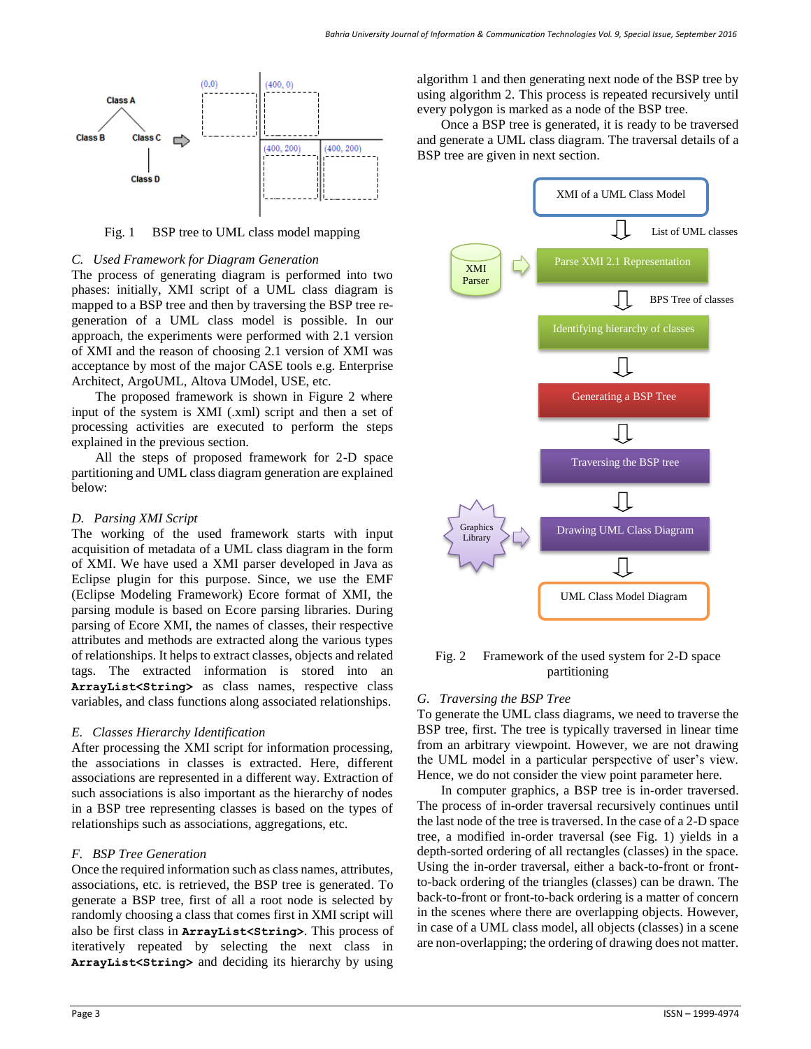Fig. 1 BSP tree to UML class model mapping

### C. Used Framework for Diagram Generation

The process of generating diagram is performed into two phases: initially, XMI script of a UML class diagram is mapped to a BSP tree and then by traversing the BSP tree re-generation of a UML class model is possible. In our approach, the experiments were performed with 2.1 version of XMI and the reason of choosing 2.1 version of XMI was acceptance by most of the major CASE tools e.g. Enterprise Architect, ArgoUML, Altova UModel, USE, etc.

The proposed framework is shown in Figure 2 where input of the system is XMI (.xml) script and then a set of processing activities are executed to perform the steps explained in the previous section.

All the steps of proposed framework for 2-D space partitioning and UML class diagram generation are explained below:

### D. Parsing XMI Script

The working of the used framework starts with input acquisition of metadata of a UML class diagram in the form of XMI. We have used a XMI parser developed in Java as Eclipse plugin for this purpose. Since, we use the EMF (Eclipse Modeling Framework) Ecore format of XMI, the parsing module is based on Ecore parsing libraries. During parsing of Ecore XMI, the names of classes, their respective attributes and methods are extracted along the various types of relationships. It helps to extract classes, objects and related tags. The extracted information is stored into an **`ArrayList<String>`** as class names, respective class variables, and class functions along associated relationships.

### E. Classes Hierarchy Identification

After processing the XMI script for information processing, the associations in classes is extracted. Here, different associations are represented in a different way. Extraction of such associations is also important as the hierarchy of nodes in a BSP tree representing classes is based on the types of relationships such as associations, aggregations, etc.

### F. BSP Tree Generation

Once the required information such as class names, attributes, associations, etc. is retrieved, the BSP tree is generated. To generate a BSP tree, first of all a root node is selected by randomly choosing a class that comes first in XMI script will also be first class in **`ArrayList<String>`**. This process of iteratively repeated by selecting the next class in **`ArrayList<String>`** and deciding its hierarchy by using algorithm 1 and then generating next node of the BSP tree by using algorithm 2. This process is repeated recursively until every polygon is marked as a node of the BSP tree.

Once a BSP tree is generated, it is ready to be traversed and generate a UML class diagram. The traversal details of a BSP tree are given in next section.

Fig. 2 Framework of the used system for 2-D space partitioning

### G. Traversing the BSP Tree

To generate the UML class diagrams, we need to traverse the BSP tree, first. The tree is typically traversed in linear time from an arbitrary viewpoint. However, we are not drawing the UML model in a particular perspective of user's view. Hence, we do not consider the view point parameter here.

In computer graphics, a BSP tree is in-order traversed. The process of in-order traversal recursively continues until the last node of the tree is traversed. In the case of a 2-D space tree, a modified in-order traversal (see Fig. 1) yields in a depth-sorted ordering of all rectangles (classes) in the space. Using the in-order traversal, either a back-to-front or front-to-back ordering of the triangles (classes) can be drawn. The back-to-front or front-to-back ordering is a matter of concern in the scenes where there are overlapping objects. However, in case of a UML class model, all objects (classes) in a scene are non-overlapping; the ordering of drawing does not matter.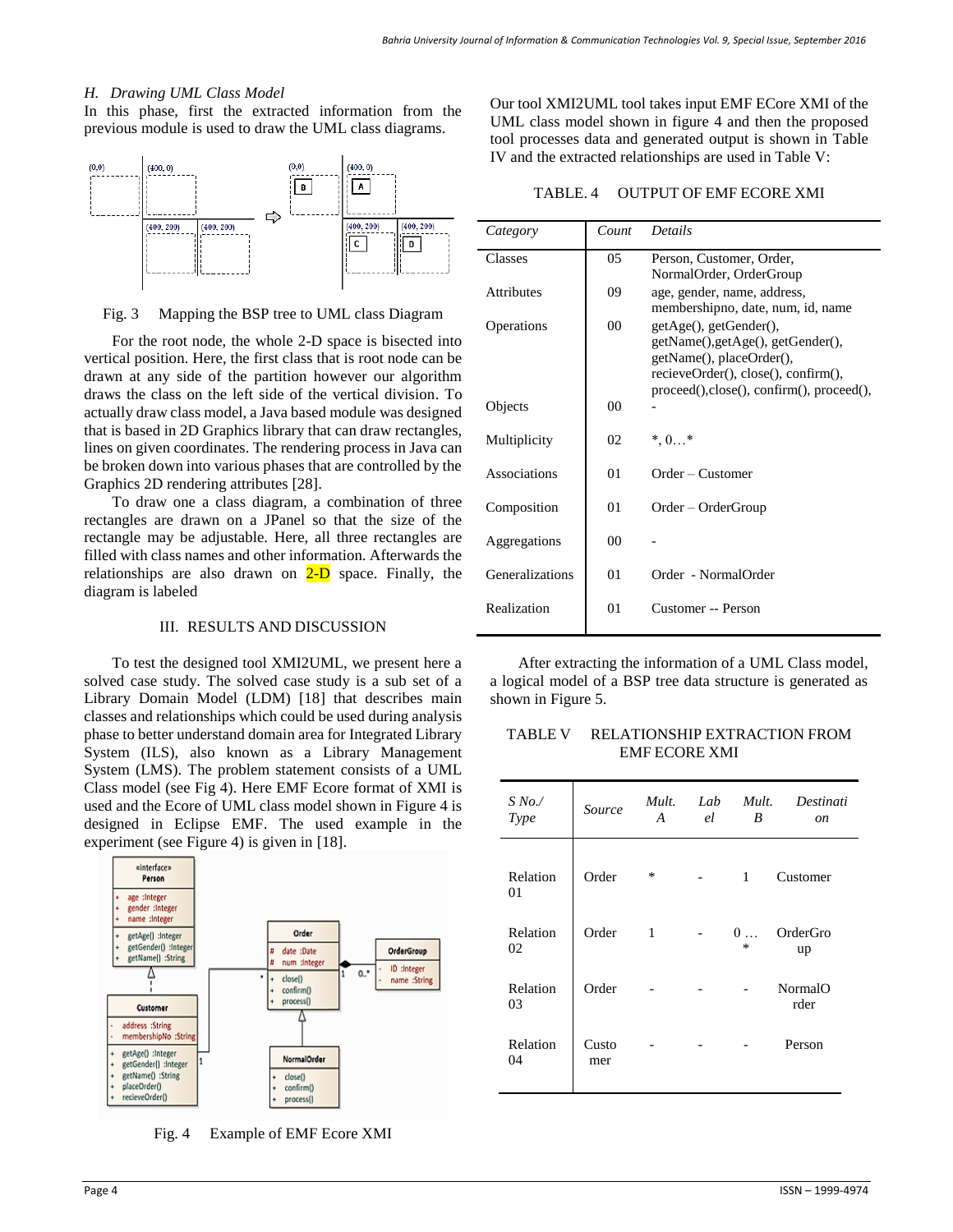### H. Drawing UML Class Model

In this phase, first the extracted information from the previous module is used to draw the UML class diagrams.

Fig. 3 Mapping the BSP tree to UML class Diagram

For the root node, the whole 2-D space is bisected into vertical position. Here, the first class that is root node can be drawn at any side of the partition however our algorithm draws the class on the left side of the vertical division. To actually draw class model, a Java based module was designed that is based in 2D Graphics library that can draw rectangles, lines on given coordinates. The rendering process in Java can be broken down into various phases that are controlled by the Graphics 2D rendering attributes [28].

To draw one a class diagram, a combination of three rectangles are drawn on a JPanel so that the size of the rectangle may be adjustable. Here, all three rectangles are filled with class names and other information. Afterwards the relationships are also drawn on 2-D space. Finally, the diagram is labeled

## III. RESULTS AND DISCUSSION

To test the designed tool XMI2UML, we present here a solved case study. The solved case study is a sub set of a Library Domain Model (LDM) [18] that describes main classes and relationships which could be used during analysis phase to better understand domain area for Integrated Library System (ILS), also known as a Library Management System (LMS). The problem statement consists of a UML Class model (see Fig 4). Here EMF Ecore format of XMI is used and the Ecore of UML class model shown in Figure 4 is designed in Eclipse EMF. The used example in the experiment (see Figure 4) is given in [18].

Fig. 4 Example of EMF Ecore XMI

Our tool XMI2UML tool takes input EMF ECore XMI of the UML class model shown in figure 4 and then the proposed tool processes data and generated output is shown in Table IV and the extracted relationships are used in Table V:

TABLE. 4 OUTPUT OF EMF ECORE XMI

| *Category* | *Count* | *Details* |
|---|---|---|
| Classes | 05 | Person, Customer, Order, NormalOrder, OrderGroup |
| Attributes | 09 | age, gender, name, address, membershipno, date, num, id, name |
| Operations | 00 | getAge(), getGender(), getName(),getAge(), getGender(), getName(), placeOrder(), recieveOrder(), close(), confirm(), proceed(),close(), confirm(), proceed(), |
| Objects | 00 | - |
| Multiplicity | 02 | *, 0…* |
| Associations | 01 | Order – Customer |
| Composition | 01 | Order – OrderGroup |
| Aggregations | 00 | - |
| Generalizations | 01 | Order - NormalOrder |
| Realization | 01 | Customer -- Person |

After extracting the information of a UML Class model, a logical model of a BSP tree data structure is generated as shown in Figure 5.

TABLE V RELATIONSHIP EXTRACTION FROM EMF ECORE XMI

| *S No./ Type* | *Source* | *Mult. A* | *Label* | *Mult. B* | *Destination* |
|---|---|---|---|---|---|
| Relation 01 | Order | * | - | 1 | Customer |
| Relation 02 | Order | 1 | - | 0 … * | OrderGroup |
| Relation 03 | Order | - | - | - | NormalOrder |
| Relation 04 | Customer | - | - | - | Person |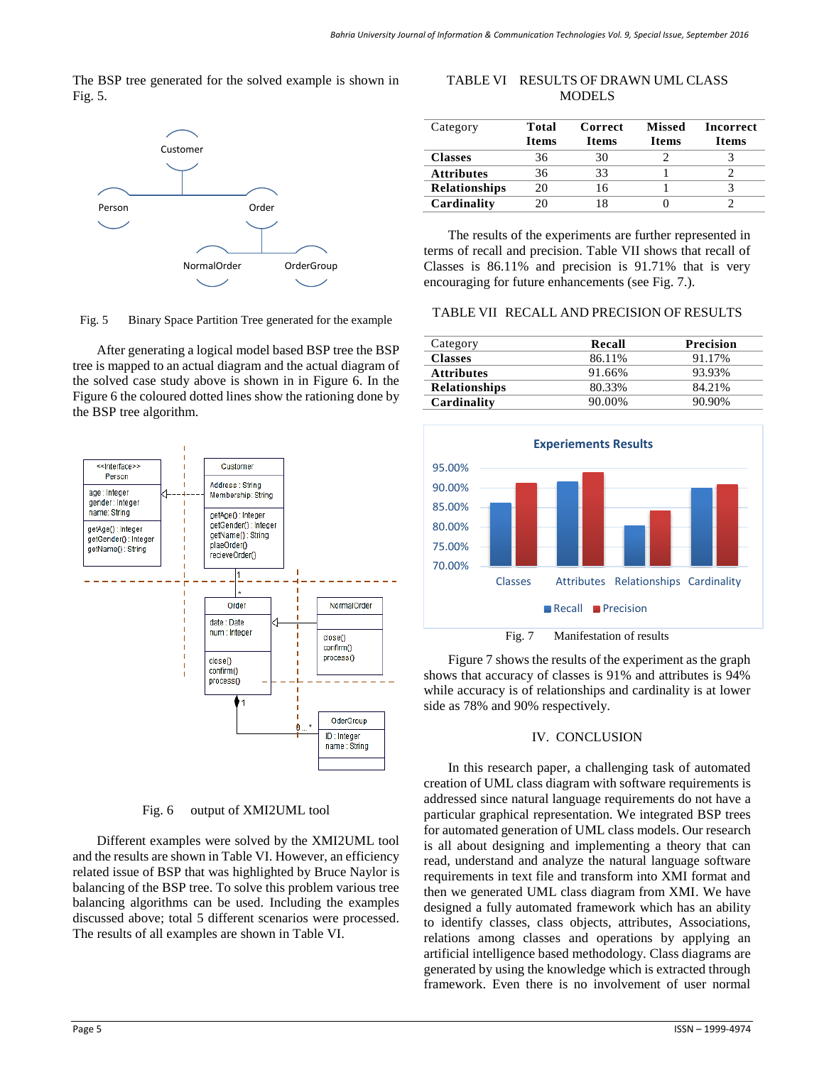The BSP tree generated for the solved example is shown in Fig. 5.

Fig. 5 Binary Space Partition Tree generated for the example

After generating a logical model based BSP tree the BSP tree is mapped to an actual diagram and the actual diagram of the solved case study above is shown in in Figure 6. In the Figure 6 the coloured dotted lines show the rationing done by the BSP tree algorithm.

Fig. 6 output of XMI2UML tool

Different examples were solved by the XMI2UML tool and the results are shown in Table VI. However, an efficiency related issue of BSP that was highlighted by Bruce Naylor is balancing of the BSP tree. To solve this problem various tree balancing algorithms can be used. Including the examples discussed above; total 5 different scenarios were processed. The results of all examples are shown in Table VI.

TABLE VI RESULTS OF DRAWN UML CLASS MODELS

| Category | Total Items | Correct Items | Missed Items | Incorrect Items |
|---|---|---|---|---|
| **Classes** | 36 | 30 | 2 | 3 |
| **Attributes** | 36 | 33 | 1 | 2 |
| **Relationships** | 20 | 16 | 1 | 3 |
| **Cardinality** | 20 | 18 | 0 | 2 |

The results of the experiments are further represented in terms of recall and precision. Table VII shows that recall of Classes is 86.11% and precision is 91.71% that is very encouraging for future enhancements (see Fig. 7.).

TABLE VII RECALL AND PRECISION OF RESULTS

| Category | Recall | Precision |
|---|---|---|
| **Classes** | 86.11% | 91.17% |
| **Attributes** | 91.66% | 93.93% |
| **Relationships** | 80.33% | 84.21% |
| **Cardinality** | 90.00% | 90.90% |

Fig. 7 Manifestation of results

Figure 7 shows the results of the experiment as the graph shows that accuracy of classes is 91% and attributes is 94% while accuracy is of relationships and cardinality is at lower side as 78% and 90% respectively.

## IV. CONCLUSION

In this research paper, a challenging task of automated creation of UML class diagram with software requirements is addressed since natural language requirements do not have a particular graphical representation. We integrated BSP trees for automated generation of UML class models. Our research is all about designing and implementing a theory that can read, understand and analyze the natural language software requirements in text file and transform into XMI format and then we generated UML class diagram from XMI. We have designed a fully automated framework which has an ability to identify classes, class objects, attributes, Associations, relations among classes and operations by applying an artificial intelligence based methodology. Class diagrams are generated by using the knowledge which is extracted through framework. Even there is no involvement of user normal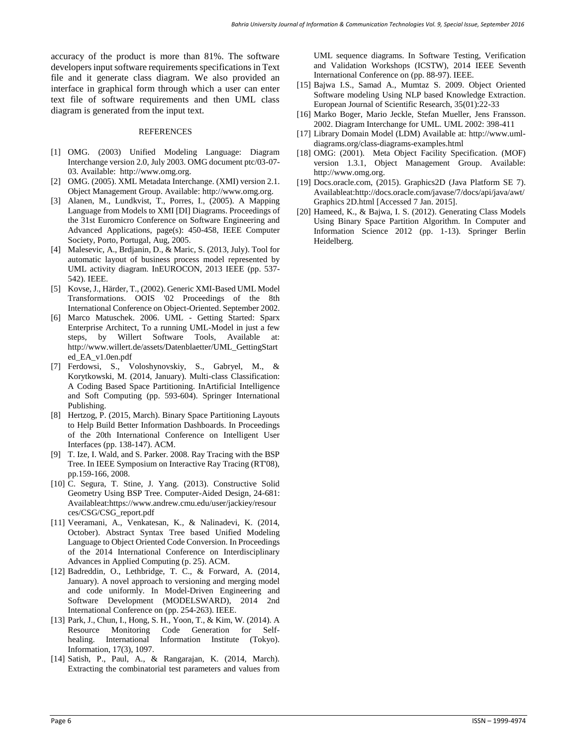accuracy of the product is more than 81%. The software developers input software requirements specifications in Text file and it generate class diagram. We also provided an interface in graphical form through which a user can enter text file of software requirements and then UML class diagram is generated from the input text.

## REFERENCES

[1] OMG. (2003) Unified Modeling Language: Diagram Interchange version 2.0, July 2003. OMG document ptc/03-07-03. Available: http://www.omg.org.

[2] OMG. (2005). XML Metadata Interchange. (XMI) version 2.1. Object Management Group. Available: http://www.omg.org.

[3] Alanen, M., Lundkvist, T., Porres, I., (2005). A Mapping Language from Models to XMI [DI] Diagrams. Proceedings of the 31st Euromicro Conference on Software Engineering and Advanced Applications, page(s): 450-458, IEEE Computer Society, Porto, Portugal, Aug, 2005.

[4] Malesevic, A., Brdjanin, D., & Maric, S. (2013, July). Tool for automatic layout of business process model represented by UML activity diagram. InEUROCON, 2013 IEEE (pp. 537-542). IEEE.

[5] Kovse, J., Härder, T., (2002). Generic XMI-Based UML Model Transformations. OOIS '02 Proceedings of the 8th International Conference on Object-Oriented. September 2002.

[6] Marco Matuschek. 2006. UML - Getting Started: Sparx Enterprise Architect, To a running UML-Model in just a few steps, by Willert Software Tools, Available at: http://www.willert.de/assets/Datenblaetter/UML_GettingStarted_EA_v1.0en.pdf

[7] Ferdowsi, S., Voloshynovskiy, S., Gabryel, M., & Korytkowski, M. (2014, January). Multi-class Classification: A Coding Based Space Partitioning. InArtificial Intelligence and Soft Computing (pp. 593-604). Springer International Publishing.

[8] Hertzog, P. (2015, March). Binary Space Partitioning Layouts to Help Build Better Information Dashboards. In Proceedings of the 20th International Conference on Intelligent User Interfaces (pp. 138-147). ACM.

[9] T. Ize, I. Wald, and S. Parker. 2008. Ray Tracing with the BSP Tree. In IEEE Symposium on Interactive Ray Tracing (RT'08), pp.159-166, 2008.

[10] C. Segura, T. Stine, J. Yang. (2013). Constructive Solid Geometry Using BSP Tree. Computer-Aided Design, 24-681: Availableat:https://www.andrew.cmu.edu/user/jackiey/resources/CSG/CSG_report.pdf

[11] Veeramani, A., Venkatesan, K., & Nalinadevi, K. (2014, October). Abstract Syntax Tree based Unified Modeling Language to Object Oriented Code Conversion. In Proceedings of the 2014 International Conference on Interdisciplinary Advances in Applied Computing (p. 25). ACM.

[12] Badreddin, O., Lethbridge, T. C., & Forward, A. (2014, January). A novel approach to versioning and merging model and code uniformly. In Model-Driven Engineering and Software Development (MODELSWARD), 2014 2nd International Conference on (pp. 254-263). IEEE.

[13] Park, J., Chun, I., Hong, S. H., Yoon, T., & Kim, W. (2014). A Resource Monitoring Code Generation for Self-healing. International Information Institute (Tokyo). Information, 17(3), 1097.

[14] Satish, P., Paul, A., & Rangarajan, K. (2014, March). Extracting the combinatorial test parameters and values from UML sequence diagrams. In Software Testing, Verification and Validation Workshops (ICSTW), 2014 IEEE Seventh International Conference on (pp. 88-97). IEEE.

[15] Bajwa I.S., Samad A., Mumtaz S. 2009. Object Oriented Software modeling Using NLP based Knowledge Extraction. European Journal of Scientific Research, 35(01):22-33

[16] Marko Boger, Mario Jeckle, Stefan Mueller, Jens Fransson. 2002. Diagram Interchange for UML. UML 2002: 398-411

[17] Library Domain Model (LDM) Available at: http://www.uml-diagrams.org/class-diagrams-examples.html

[18] OMG: (2001). Meta Object Facility Specification. (MOF) version 1.3.1, Object Management Group. Available: http://www.omg.org.

[19] Docs.oracle.com, (2015). Graphics2D (Java Platform SE 7). Availableat:http://docs.oracle.com/javase/7/docs/api/java/awt/Graphics 2D.html [Accessed 7 Jan. 2015].

[20] Hameed, K., & Bajwa, I. S. (2012). Generating Class Models Using Binary Space Partition Algorithm. In Computer and Information Science 2012 (pp. 1-13). Springer Berlin Heidelberg.